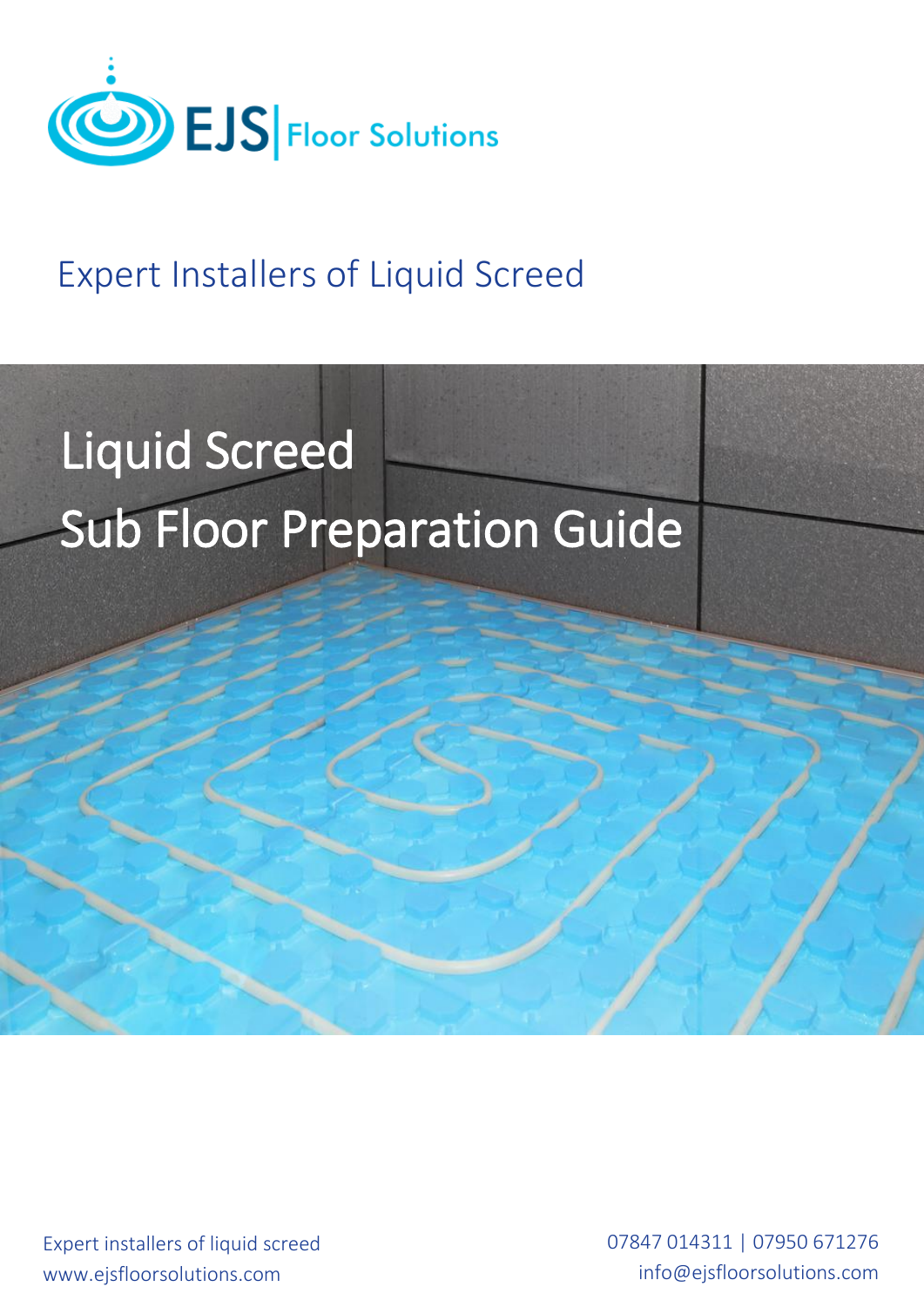EJS | Floor Solutions

Expert Installers of Liquid Screed

# Liquid Screed
# Sub Floor Preparation Guide

Expert installers of liquid screed
www.ejsfloorsolutions.com

07847 014311 | 07950 671276
info@ejsfloorsolutions.com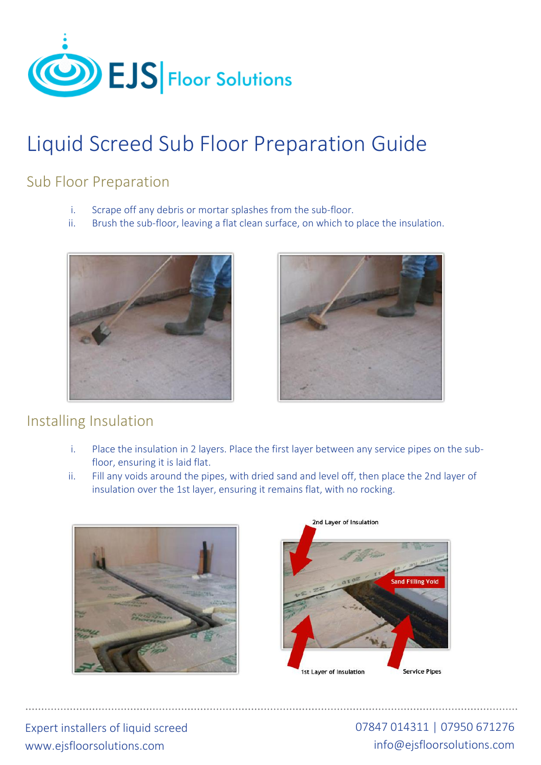EJS | Floor Solutions

# Liquid Screed Sub Floor Preparation Guide

## Sub Floor Preparation

i. Scrape off any debris or mortar splashes from the sub-floor.
ii. Brush the sub-floor, leaving a flat clean surface, on which to place the insulation.

## Installing Insulation

i. Place the insulation in 2 layers. Place the first layer between any service pipes on the sub-floor, ensuring it is laid flat.
ii. Fill any voids around the pipes, with dried sand and level off, then place the 2nd layer of insulation over the 1st layer, ensuring it remains flat, with no rocking.

2nd Layer of Insulation

Sand Filling Void

1st Layer of Insulation

Service Pipes

Expert installers of liquid screed
www.ejsfloorsolutions.com

07847 014311 | 07950 671276
info@ejsfloorsolutions.com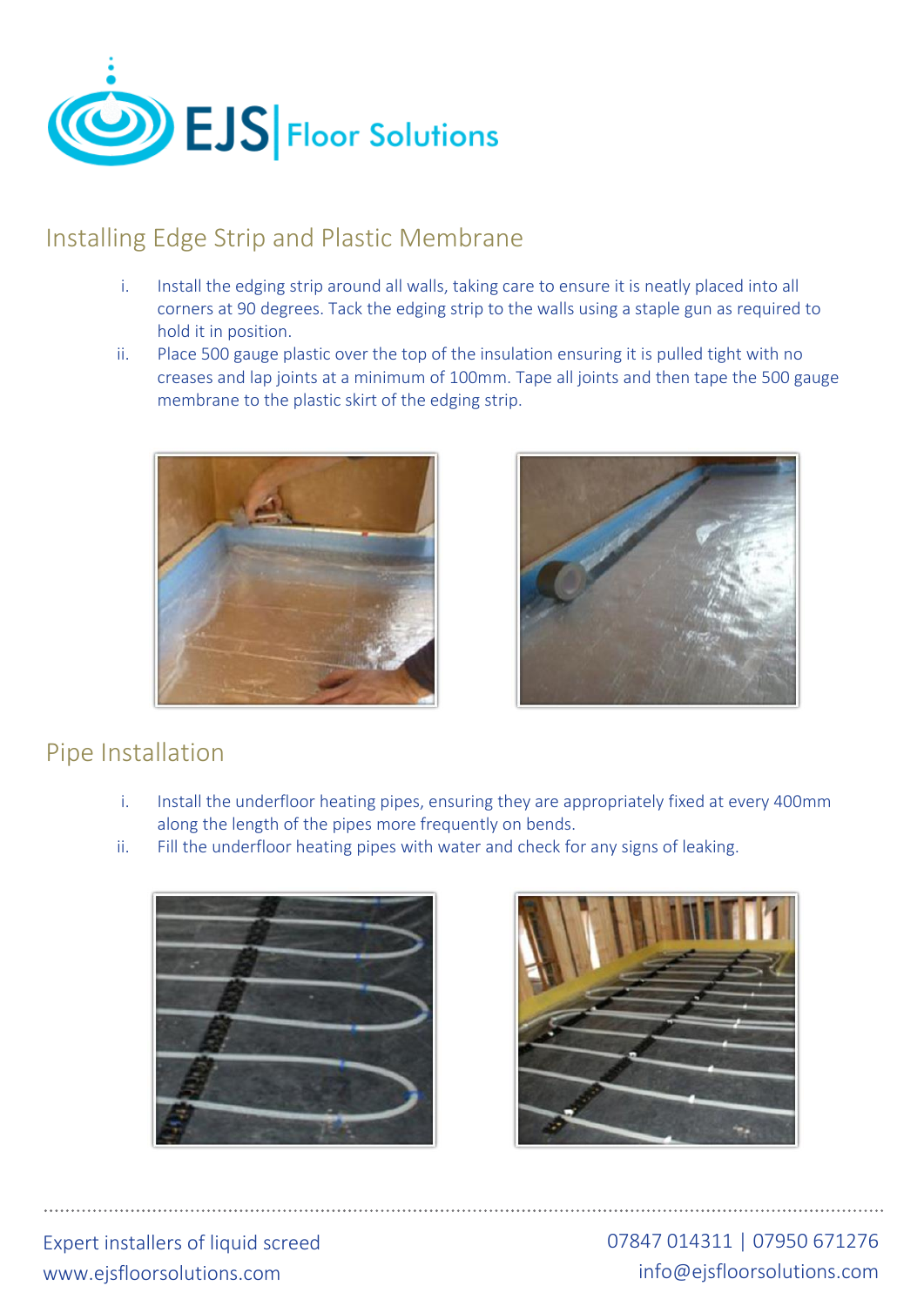## Installing Edge Strip and Plastic Membrane

i. Install the edging strip around all walls, taking care to ensure it is neatly placed into all corners at 90 degrees. Tack the edging strip to the walls using a staple gun as required to hold it in position.
ii. Place 500 gauge plastic over the top of the insulation ensuring it is pulled tight with no creases and lap joints at a minimum of 100mm. Tape all joints and then tape the 500 gauge membrane to the plastic skirt of the edging strip.

## Pipe Installation

i. Install the underfloor heating pipes, ensuring they are appropriately fixed at every 400mm along the length of the pipes more frequently on bends.
ii. Fill the underfloor heating pipes with water and check for any signs of leaking.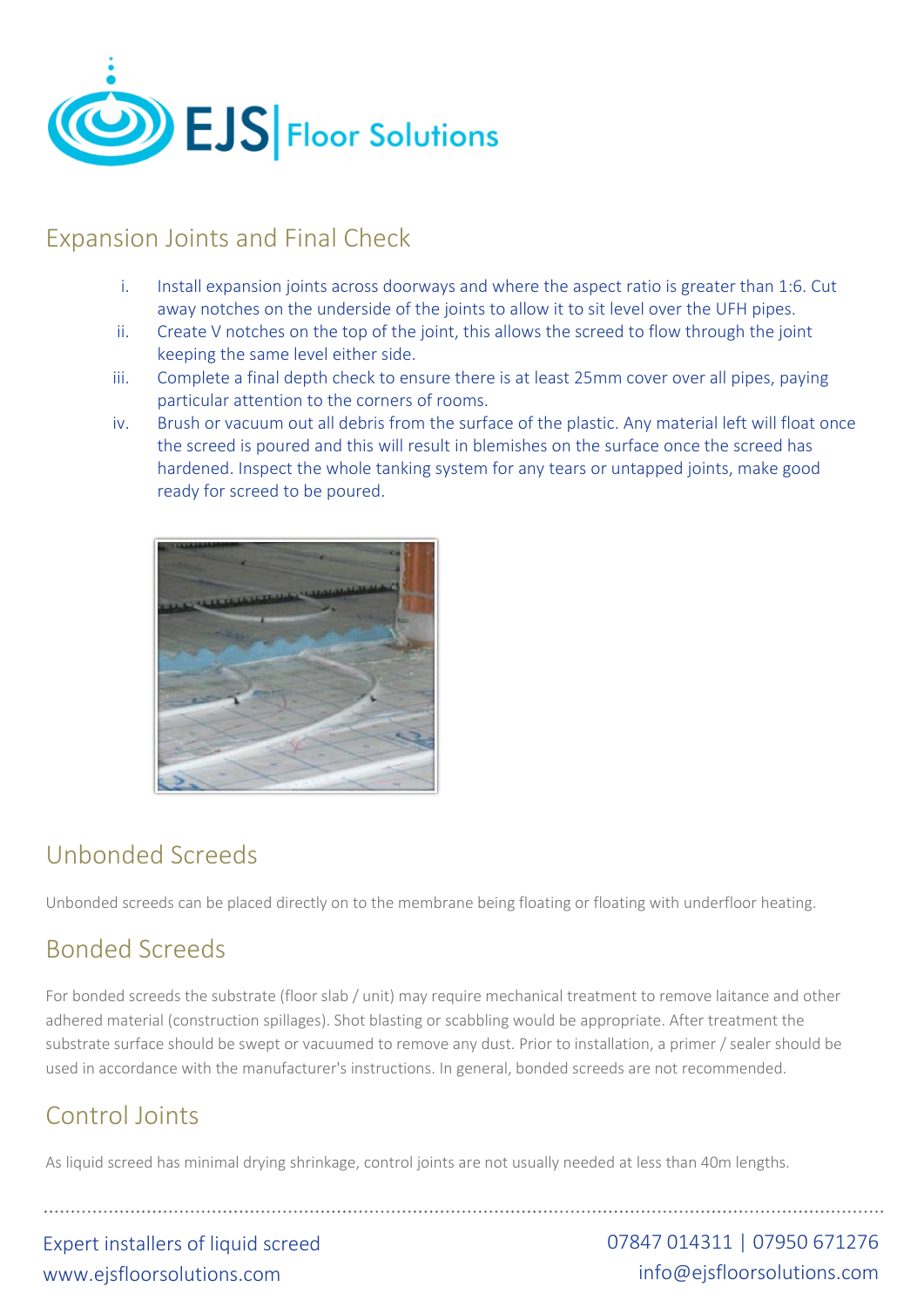## Expansion Joints and Final Check

i. Install expansion joints across doorways and where the aspect ratio is greater than 1:6. Cut away notches on the underside of the joints to allow it to sit level over the UFH pipes.
ii. Create V notches on the top of the joint, this allows the screed to flow through the joint keeping the same level either side.
iii. Complete a final depth check to ensure there is at least 25mm cover over all pipes, paying particular attention to the corners of rooms.
iv. Brush or vacuum out all debris from the surface of the plastic. Any material left will float once the screed is poured and this will result in blemishes on the surface once the screed has hardened. Inspect the whole tanking system for any tears or untapped joints, make good ready for screed to be poured.

## Unbonded Screeds

Unbonded screeds can be placed directly on to the membrane being floating or floating with underfloor heating.

## Bonded Screeds

For bonded screeds the substrate (floor slab / unit) may require mechanical treatment to remove laitance and other adhered material (construction spillages). Shot blasting or scabbling would be appropriate. After treatment the substrate surface should be swept or vacuumed to remove any dust. Prior to installation, a primer / sealer should be used in accordance with the manufacturer's instructions. In general, bonded screeds are not recommended.

## Control Joints

As liquid screed has minimal drying shrinkage, control joints are not usually needed at less than 40m lengths.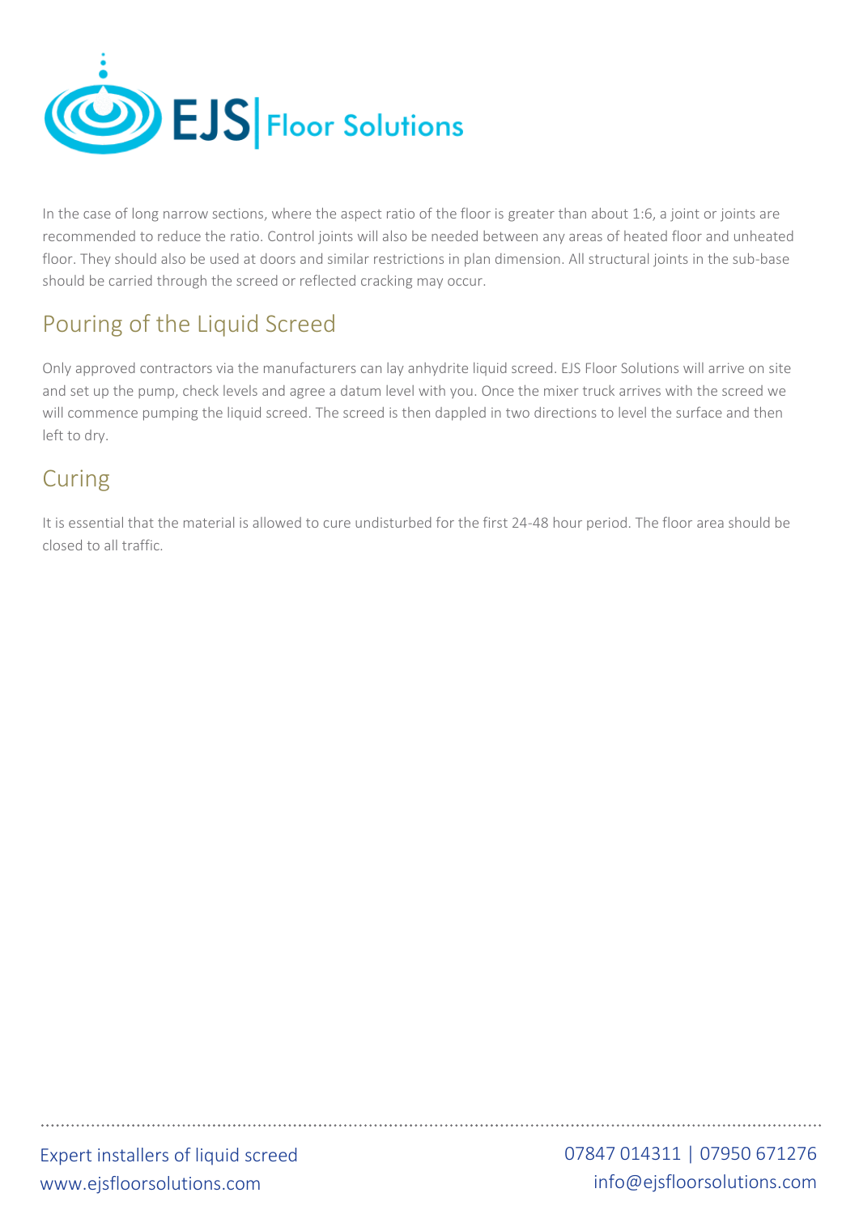In the case of long narrow sections, where the aspect ratio of the floor is greater than about 1:6, a joint or joints are recommended to reduce the ratio. Control joints will also be needed between any areas of heated floor and unheated floor. They should also be used at doors and similar restrictions in plan dimension. All structural joints in the sub-base should be carried through the screed or reflected cracking may occur.

## Pouring of the Liquid Screed

Only approved contractors via the manufacturers can lay anhydrite liquid screed. EJS Floor Solutions will arrive on site and set up the pump, check levels and agree a datum level with you. Once the mixer truck arrives with the screed we will commence pumping the liquid screed. The screed is then dappled in two directions to level the surface and then left to dry.

## Curing

It is essential that the material is allowed to cure undisturbed for the first 24-48 hour period. The floor area should be closed to all traffic.